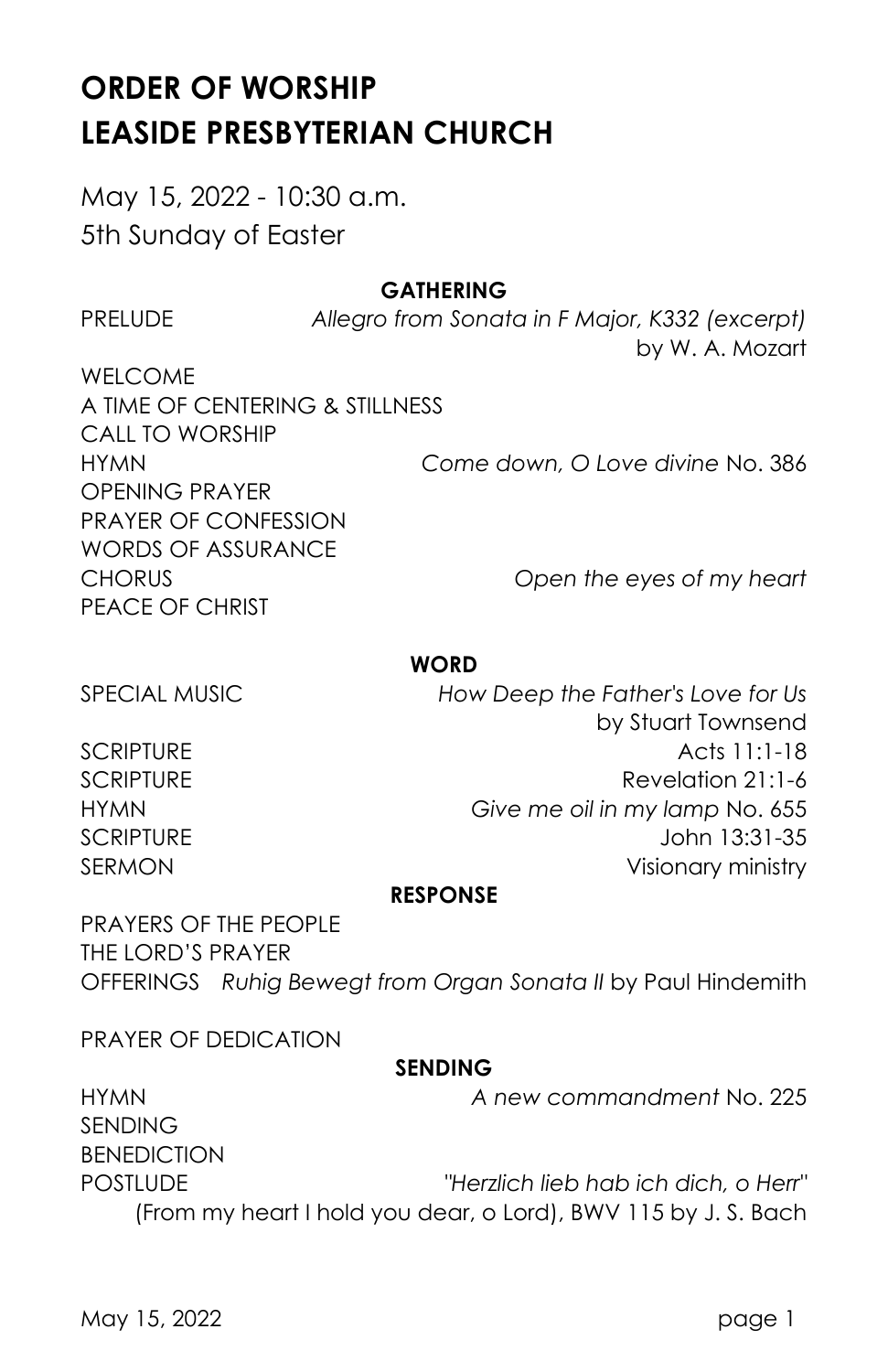# ORDER OF WORSHIP
# LEASIDE PRESBYTERIAN CHURCH

May 15, 2022 - 10:30 a.m.
5th Sunday of Easter

**GATHERING**

PRELUDE *Allegro from Sonata in F Major, K332 (excerpt)* by W. A. Mozart

WELCOME

A TIME OF CENTERING & STILLNESS

CALL TO WORSHIP

HYMN *Come down, O Love divine* No. 386

OPENING PRAYER

PRAYER OF CONFESSION

WORDS OF ASSURANCE

CHORUS *Open the eyes of my heart*

PEACE OF CHRIST

**WORD**

SPECIAL MUSIC *How Deep the Father's Love for Us* by Stuart Townsend

SCRIPTURE Acts 11:1-18

SCRIPTURE Revelation 21:1-6

HYMN *Give me oil in my lamp* No. 655

SCRIPTURE John 13:31-35

SERMON Visionary ministry

**RESPONSE**

PRAYERS OF THE PEOPLE

THE LORD'S PRAYER

OFFERINGS *Ruhig Bewegt from Organ Sonata II* by Paul Hindemith

PRAYER OF DEDICATION

**SENDING**

HYMN *A new commandment* No. 225

SENDING

BENEDICTION

POSTLUDE *"Herzlich lieb hab ich dich, o Herr"* (From my heart I hold you dear, o Lord), BWV 115 by J. S. Bach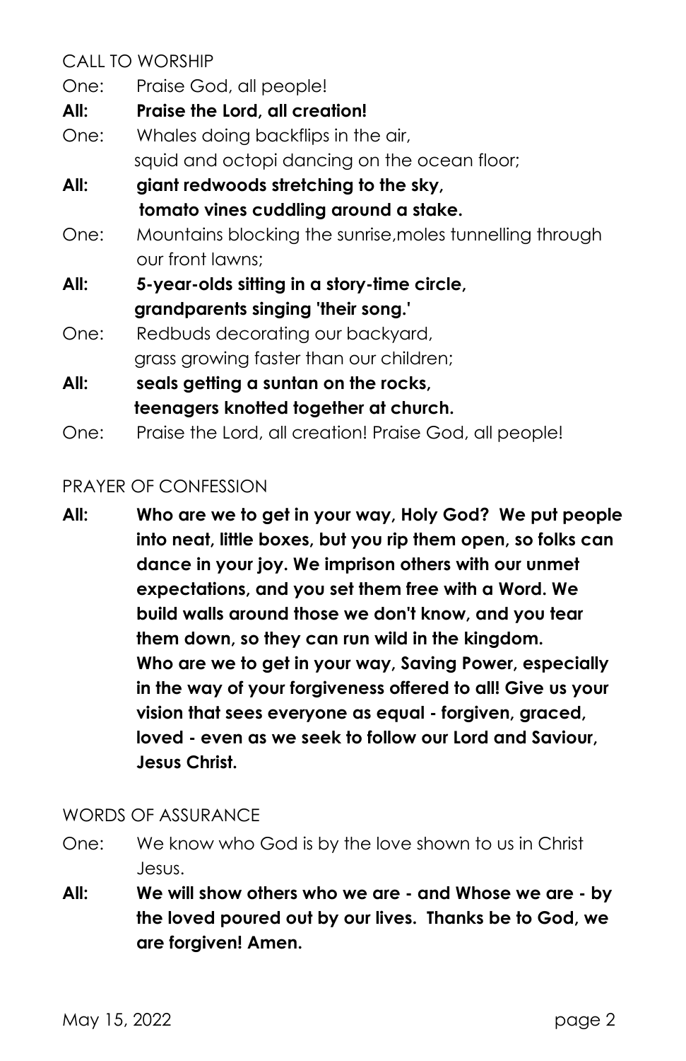## CALL TO WORSHIP

One: Praise God, all people!

**All: Praise the Lord, all creation!**

One: Whales doing backflips in the air,
squid and octopi dancing on the ocean floor;

**All: giant redwoods stretching to the sky,
tomato vines cuddling around a stake.**

One: Mountains blocking the sunrise,moles tunnelling through our front lawns;

**All: 5-year-olds sitting in a story-time circle,
grandparents singing 'their song.'**

One: Redbuds decorating our backyard,
grass growing faster than our children;

**All: seals getting a suntan on the rocks,
teenagers knotted together at church.**

One: Praise the Lord, all creation! Praise God, all people!

## PRAYER OF CONFESSION

**All: Who are we to get in your way, Holy God? We put people into neat, little boxes, but you rip them open, so folks can dance in your joy. We imprison others with our unmet expectations, and you set them free with a Word. We build walls around those we don't know, and you tear them down, so they can run wild in the kingdom.
Who are we to get in your way, Saving Power, especially in the way of your forgiveness offered to all! Give us your vision that sees everyone as equal - forgiven, graced, loved - even as we seek to follow our Lord and Saviour, Jesus Christ.**

## WORDS OF ASSURANCE

One: We know who God is by the love shown to us in Christ Jesus.

**All: We will show others who we are - and Whose we are - by the loved poured out by our lives. Thanks be to God, we are forgiven! Amen.**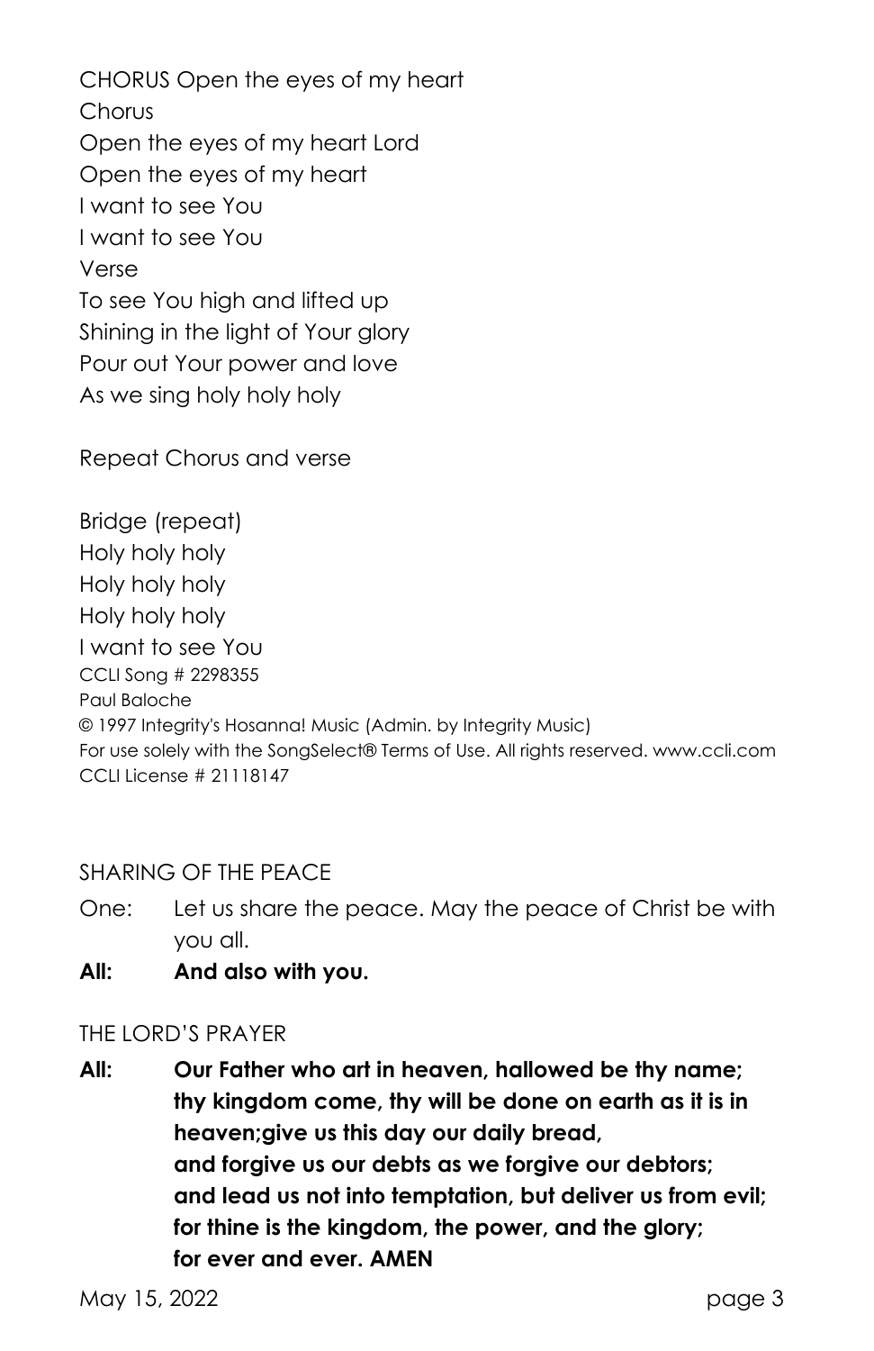CHORUS Open the eyes of my heart

Chorus

Open the eyes of my heart Lord

Open the eyes of my heart

I want to see You

I want to see You

Verse

To see You high and lifted up

Shining in the light of Your glory

Pour out Your power and love

As we sing holy holy holy

Repeat Chorus and verse

Bridge (repeat)

Holy holy holy

Holy holy holy

Holy holy holy

I want to see You

CCLI Song # 2298355

Paul Baloche

© 1997 Integrity's Hosanna! Music (Admin. by Integrity Music)

For use solely with the SongSelect® Terms of Use. All rights reserved. www.ccli.com

CCLI License # 21118147

SHARING OF THE PEACE

One: Let us share the peace. May the peace of Christ be with you all.

**All: And also with you.**

THE LORD'S PRAYER

**All: Our Father who art in heaven, hallowed be thy name; thy kingdom come, thy will be done on earth as it is in heaven;give us this day our daily bread,
and forgive us our debts as we forgive our debtors;
and lead us not into temptation, but deliver us from evil;
for thine is the kingdom, the power, and the glory;
for ever and ever. AMEN**

May 15, 2022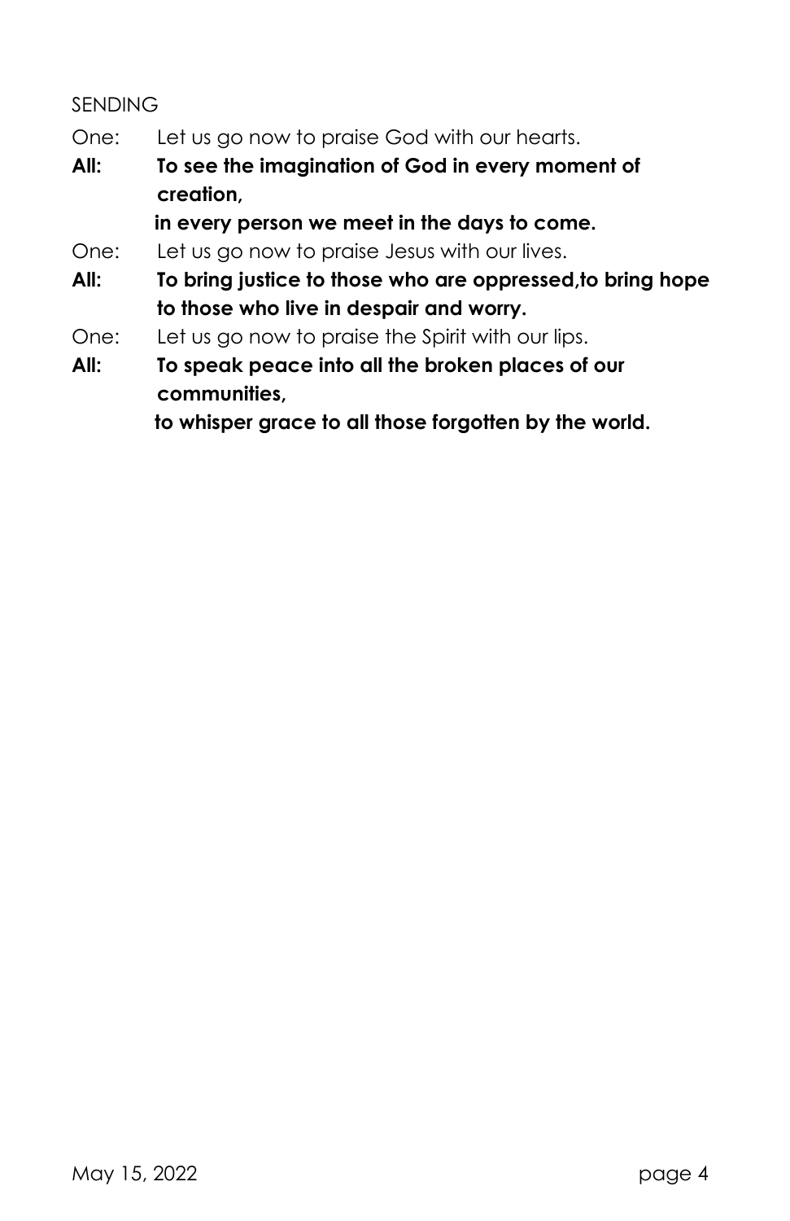SENDING

One: Let us go now to praise God with our hearts.

**All: To see the imagination of God in every moment of creation,**
**in every person we meet in the days to come.**

One: Let us go now to praise Jesus with our lives.

**All: To bring justice to those who are oppressed,to bring hope to those who live in despair and worry.**

One: Let us go now to praise the Spirit with our lips.

**All: To speak peace into all the broken places of our communities,**
**to whisper grace to all those forgotten by the world.**

May 15, 2022